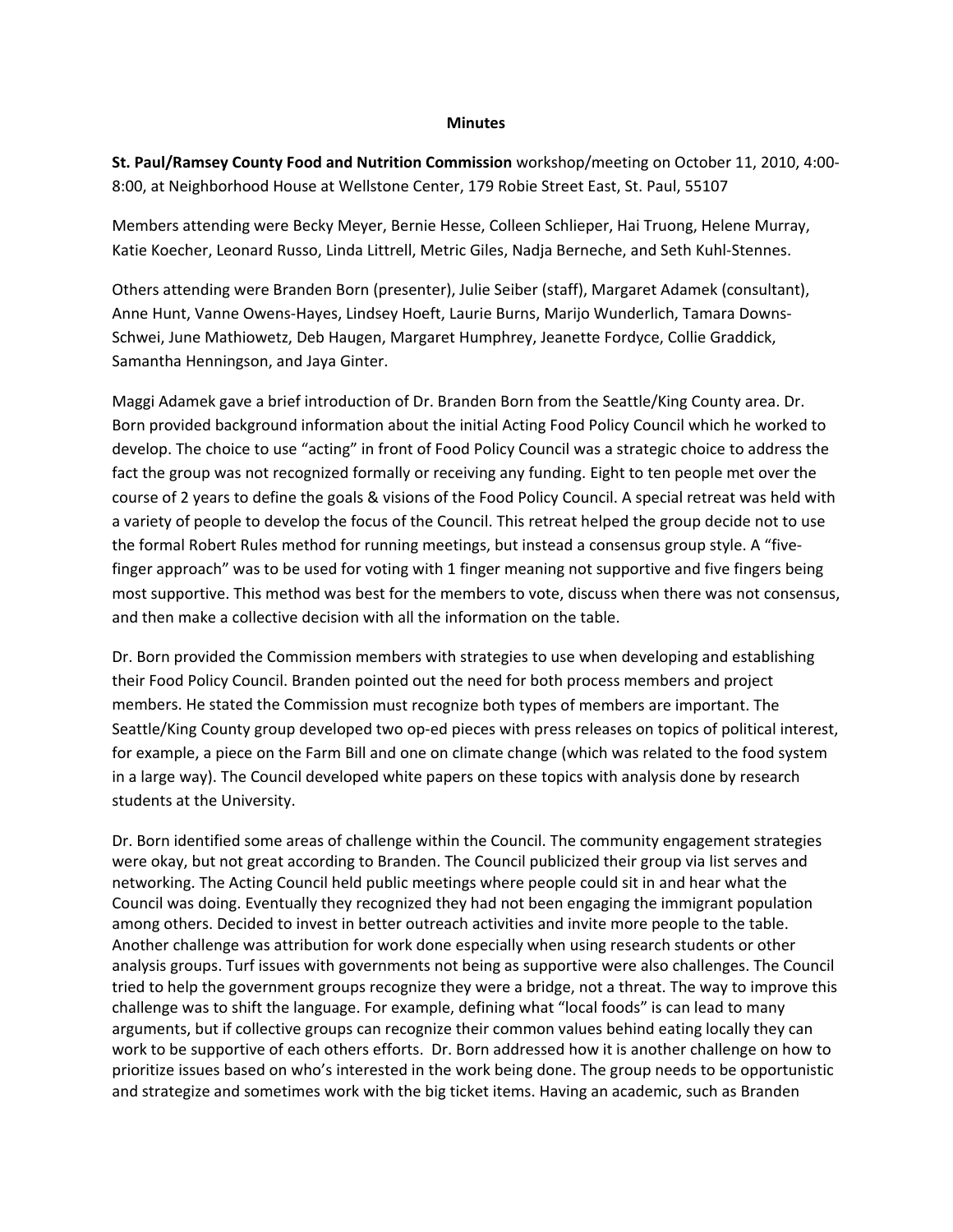**Minutes**

**St. Paul/Ramsey County Food and Nutrition Commission** workshop/meeting on October 11, 2010, 4:00-8:00, at Neighborhood House at Wellstone Center, 179 Robie Street East, St. Paul, 55107

Members attending were Becky Meyer, Bernie Hesse, Colleen Schlieper, Hai Truong, Helene Murray, Katie Koecher, Leonard Russo, Linda Littrell, Metric Giles, Nadja Berneche, and Seth Kuhl-Stennes.

Others attending were Branden Born (presenter), Julie Seiber (staff), Margaret Adamek (consultant), Anne Hunt, Vanne Owens-Hayes, Lindsey Hoeft, Laurie Burns, Marijo Wunderlich, Tamara Downs-Schwei, June Mathiowetz, Deb Haugen, Margaret Humphrey, Jeanette Fordyce, Collie Graddick, Samantha Henningson, and Jaya Ginter.

Maggi Adamek gave a brief introduction of Dr. Branden Born from the Seattle/King County area. Dr. Born provided background information about the initial Acting Food Policy Council which he worked to develop. The choice to use "acting" in front of Food Policy Council was a strategic choice to address the fact the group was not recognized formally or receiving any funding. Eight to ten people met over the course of 2 years to define the goals & visions of the Food Policy Council. A special retreat was held with a variety of people to develop the focus of the Council. This retreat helped the group decide not to use the formal Robert Rules method for running meetings, but instead a consensus group style. A "five-finger approach" was to be used for voting with 1 finger meaning not supportive and five fingers being most supportive. This method was best for the members to vote, discuss when there was not consensus, and then make a collective decision with all the information on the table.

Dr. Born provided the Commission members with strategies to use when developing and establishing their Food Policy Council. Branden pointed out the need for both process members and project members. He stated the Commission must recognize both types of members are important. The Seattle/King County group developed two op-ed pieces with press releases on topics of political interest, for example, a piece on the Farm Bill and one on climate change (which was related to the food system in a large way). The Council developed white papers on these topics with analysis done by research students at the University.

Dr. Born identified some areas of challenge within the Council. The community engagement strategies were okay, but not great according to Branden. The Council publicized their group via list serves and networking. The Acting Council held public meetings where people could sit in and hear what the Council was doing. Eventually they recognized they had not been engaging the immigrant population among others. Decided to invest in better outreach activities and invite more people to the table. Another challenge was attribution for work done especially when using research students or other analysis groups. Turf issues with governments not being as supportive were also challenges. The Council tried to help the government groups recognize they were a bridge, not a threat. The way to improve this challenge was to shift the language. For example, defining what "local foods" is can lead to many arguments, but if collective groups can recognize their common values behind eating locally they can work to be supportive of each others efforts. Dr. Born addressed how it is another challenge on how to prioritize issues based on who's interested in the work being done. The group needs to be opportunistic and strategize and sometimes work with the big ticket items. Having an academic, such as Branden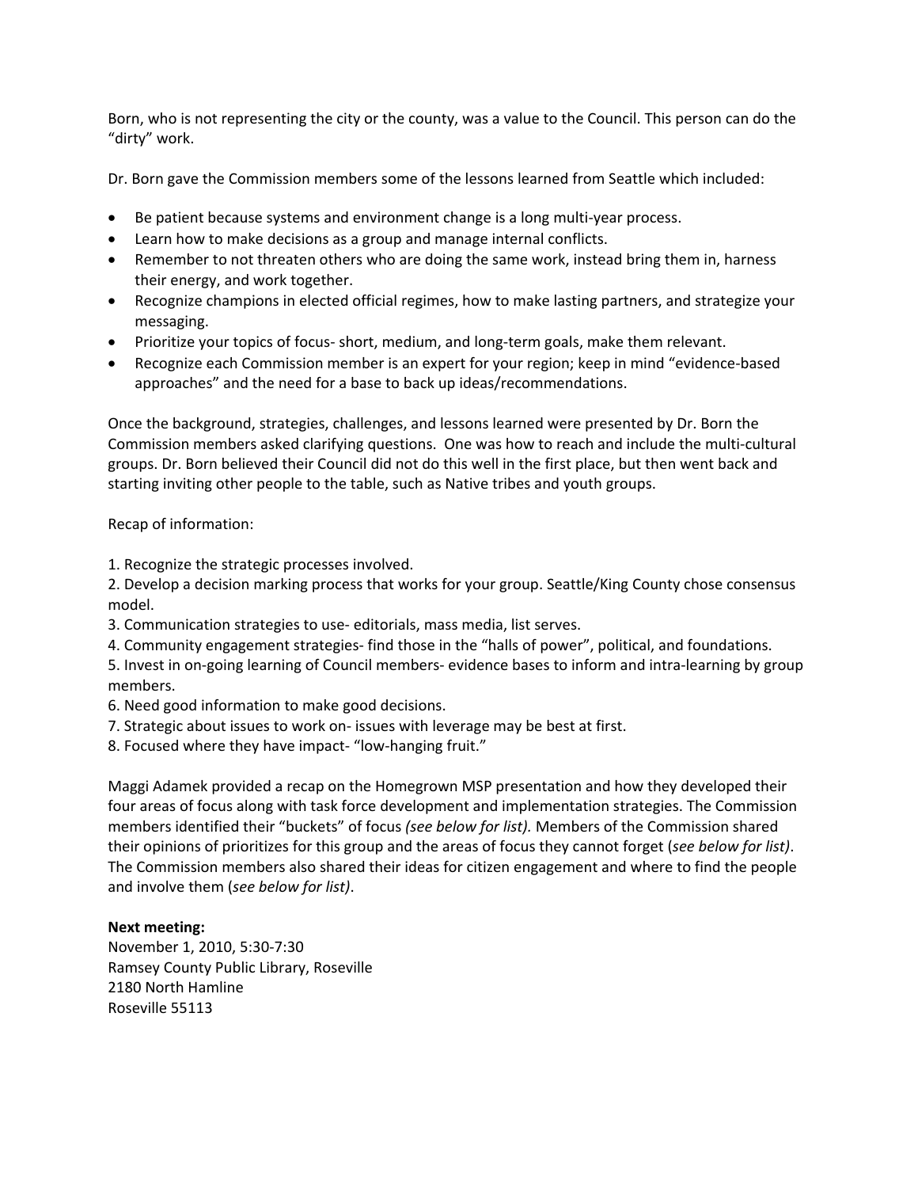Born, who is not representing the city or the county, was a value to the Council. This person can do the "dirty" work.

Dr. Born gave the Commission members some of the lessons learned from Seattle which included:

- Be patient because systems and environment change is a long multi-year process.
- Learn how to make decisions as a group and manage internal conflicts.
- Remember to not threaten others who are doing the same work, instead bring them in, harness their energy, and work together.
- Recognize champions in elected official regimes, how to make lasting partners, and strategize your messaging.
- Prioritize your topics of focus- short, medium, and long-term goals, make them relevant.
- Recognize each Commission member is an expert for your region; keep in mind "evidence-based approaches" and the need for a base to back up ideas/recommendations.

Once the background, strategies, challenges, and lessons learned were presented by Dr. Born the Commission members asked clarifying questions. One was how to reach and include the multi-cultural groups. Dr. Born believed their Council did not do this well in the first place, but then went back and starting inviting other people to the table, such as Native tribes and youth groups.

Recap of information:

1. Recognize the strategic processes involved.
2. Develop a decision marking process that works for your group. Seattle/King County chose consensus model.
3. Communication strategies to use- editorials, mass media, list serves.
4. Community engagement strategies- find those in the "halls of power", political, and foundations.
5. Invest in on-going learning of Council members- evidence bases to inform and intra-learning by group members.
6. Need good information to make good decisions.
7. Strategic about issues to work on- issues with leverage may be best at first.
8. Focused where they have impact- "low-hanging fruit."

Maggi Adamek provided a recap on the Homegrown MSP presentation and how they developed their four areas of focus along with task force development and implementation strategies. The Commission members identified their "buckets" of focus *(see below for list).* Members of the Commission shared their opinions of prioritizes for this group and the areas of focus they cannot forget (*see below for list)*. The Commission members also shared their ideas for citizen engagement and where to find the people and involve them (*see below for list)*.

**Next meeting:**
November 1, 2010, 5:30-7:30
Ramsey County Public Library, Roseville
2180 North Hamline
Roseville 55113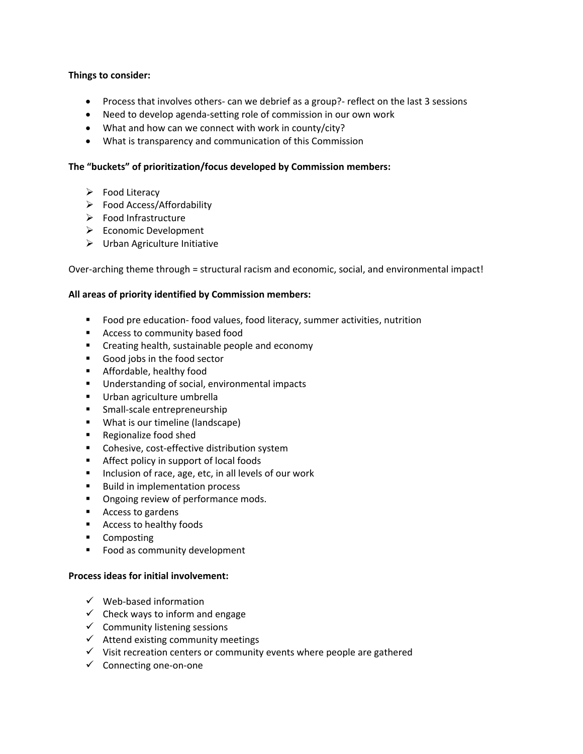**Things to consider:**

- Process that involves others- can we debrief as a group?- reflect on the last 3 sessions
- Need to develop agenda-setting role of commission in our own work
- What and how can we connect with work in county/city?
- What is transparency and communication of this Commission

**The "buckets" of prioritization/focus developed by Commission members:**

- Food Literacy
- Food Access/Affordability
- Food Infrastructure
- Economic Development
- Urban Agriculture Initiative

Over-arching theme through = structural racism and economic, social, and environmental impact!

**All areas of priority identified by Commission members:**

- Food pre education- food values, food literacy, summer activities, nutrition
- Access to community based food
- Creating health, sustainable people and economy
- Good jobs in the food sector
- Affordable, healthy food
- Understanding of social, environmental impacts
- Urban agriculture umbrella
- Small-scale entrepreneurship
- What is our timeline (landscape)
- Regionalize food shed
- Cohesive, cost-effective distribution system
- Affect policy in support of local foods
- Inclusion of race, age, etc, in all levels of our work
- Build in implementation process
- Ongoing review of performance mods.
- Access to gardens
- Access to healthy foods
- Composting
- Food as community development

**Process ideas for initial involvement:**

- Web-based information
- Check ways to inform and engage
- Community listening sessions
- Attend existing community meetings
- Visit recreation centers or community events where people are gathered
- Connecting one-on-one